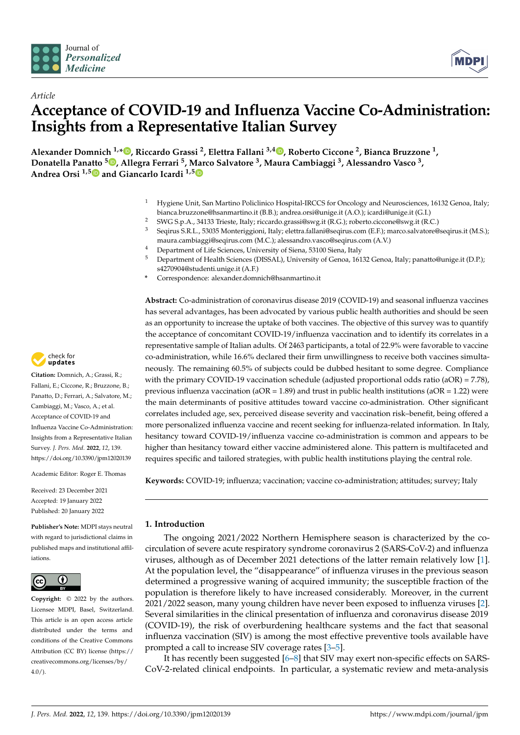*Article*

# Acceptance of COVID-19 and Influenza Vaccine Co-Administration: Insights from a Representative Italian Survey

**Alexander Domnich [1,*], Riccardo Grassi [2], Elettra Fallani [3,4], Roberto Ciccone [2], Bianca Bruzzone [1], Donatella Panatto [5], Allegra Ferrari [5], Marco Salvatore [3], Maura Cambiaggi [3], Alessandro Vasco [3], Andrea Orsi [1,5] and Giancarlo Icardi [1,5]**

1. Hygiene Unit, San Martino Policlinico Hospital-IRCCS for Oncology and Neurosciences, 16132 Genoa, Italy; bianca.bruzzone@hsanmartino.it (B.B.); andrea.orsi@unige.it (A.O.); icardi@unige.it (G.I.)
2. SWG S.p.A., 34133 Trieste, Italy; riccardo.grassi@swg.it (R.G.); roberto.ciccone@swg.it (R.C.)
3. Seqirus S.R.L., 53035 Monteriggioni, Italy; elettra.fallani@seqirus.com (E.F.); marco.salvatore@seqirus.it (M.S.); maura.cambiaggi@seqirus.com (M.C.); alessandro.vasco@seqirus.com (A.V.)
4. Department of Life Sciences, University of Siena, 53100 Siena, Italy
5. Department of Health Sciences (DISSAL), University of Genoa, 16132 Genoa, Italy; panatto@unige.it (D.P.); s4270904@studenti.unige.it (A.F.)

\* Correspondence: alexander.domnich@hsanmartino.it

**Abstract:** Co-administration of coronavirus disease 2019 (COVID-19) and seasonal influenza vaccines has several advantages, has been advocated by various public health authorities and should be seen as an opportunity to increase the uptake of both vaccines. The objective of this survey was to quantify the acceptance of concomitant COVID-19/influenza vaccination and to identify its correlates in a representative sample of Italian adults. Of 2463 participants, a total of 22.9% were favorable to vaccine co-administration, while 16.6% declared their firm unwillingness to receive both vaccines simultaneously. The remaining 60.5% of subjects could be dubbed hesitant to some degree. Compliance with the primary COVID-19 vaccination schedule (adjusted proportional odds ratio (aOR) = 7.78), previous influenza vaccination (aOR = 1.89) and trust in public health institutions (aOR = 1.22) were the main determinants of positive attitudes toward vaccine co-administration. Other significant correlates included age, sex, perceived disease severity and vaccination risk–benefit, being offered a more personalized influenza vaccine and recent seeking for influenza-related information. In Italy, hesitancy toward COVID-19/influenza vaccine co-administration is common and appears to be higher than hesitancy toward either vaccine administered alone. This pattern is multifaceted and requires specific and tailored strategies, with public health institutions playing the central role.

**Keywords:** COVID-19; influenza; vaccination; vaccine co-administration; attitudes; survey; Italy

**Citation:** Domnich, A.; Grassi, R.; Fallani, E.; Ciccone, R.; Bruzzone, B.; Panatto, D.; Ferrari, A.; Salvatore, M.; Cambiaggi, M.; Vasco, A.; et al. Acceptance of COVID-19 and Influenza Vaccine Co-Administration: Insights from a Representative Italian Survey. *J. Pers. Med.* **2022**, *12*, 139. https://doi.org/10.3390/jpm12020139

Academic Editor: Roger E. Thomas

Received: 23 December 2021
Accepted: 19 January 2022
Published: 20 January 2022

**Publisher's Note:** MDPI stays neutral with regard to jurisdictional claims in published maps and institutional affiliations.

**Copyright:** © 2022 by the authors. Licensee MDPI, Basel, Switzerland. This article is an open access article distributed under the terms and conditions of the Creative Commons Attribution (CC BY) license (https://creativecommons.org/licenses/by/4.0/).

## 1. Introduction

The ongoing 2021/2022 Northern Hemisphere season is characterized by the co-circulation of severe acute respiratory syndrome coronavirus 2 (SARS-CoV-2) and influenza viruses, although as of December 2021 detections of the latter remain relatively low [1]. At the population level, the "disappearance" of influenza viruses in the previous season determined a progressive waning of acquired immunity; the susceptible fraction of the population is therefore likely to have increased considerably. Moreover, in the current 2021/2022 season, many young children have never been exposed to influenza viruses [2]. Several similarities in the clinical presentation of influenza and coronavirus disease 2019 (COVID-19), the risk of overburdening healthcare systems and the fact that seasonal influenza vaccination (SIV) is among the most effective preventive tools available have prompted a call to increase SIV coverage rates [3–5].

It has recently been suggested [6–8] that SIV may exert non-specific effects on SARS-CoV-2-related clinical endpoints. In particular, a systematic review and meta-analysis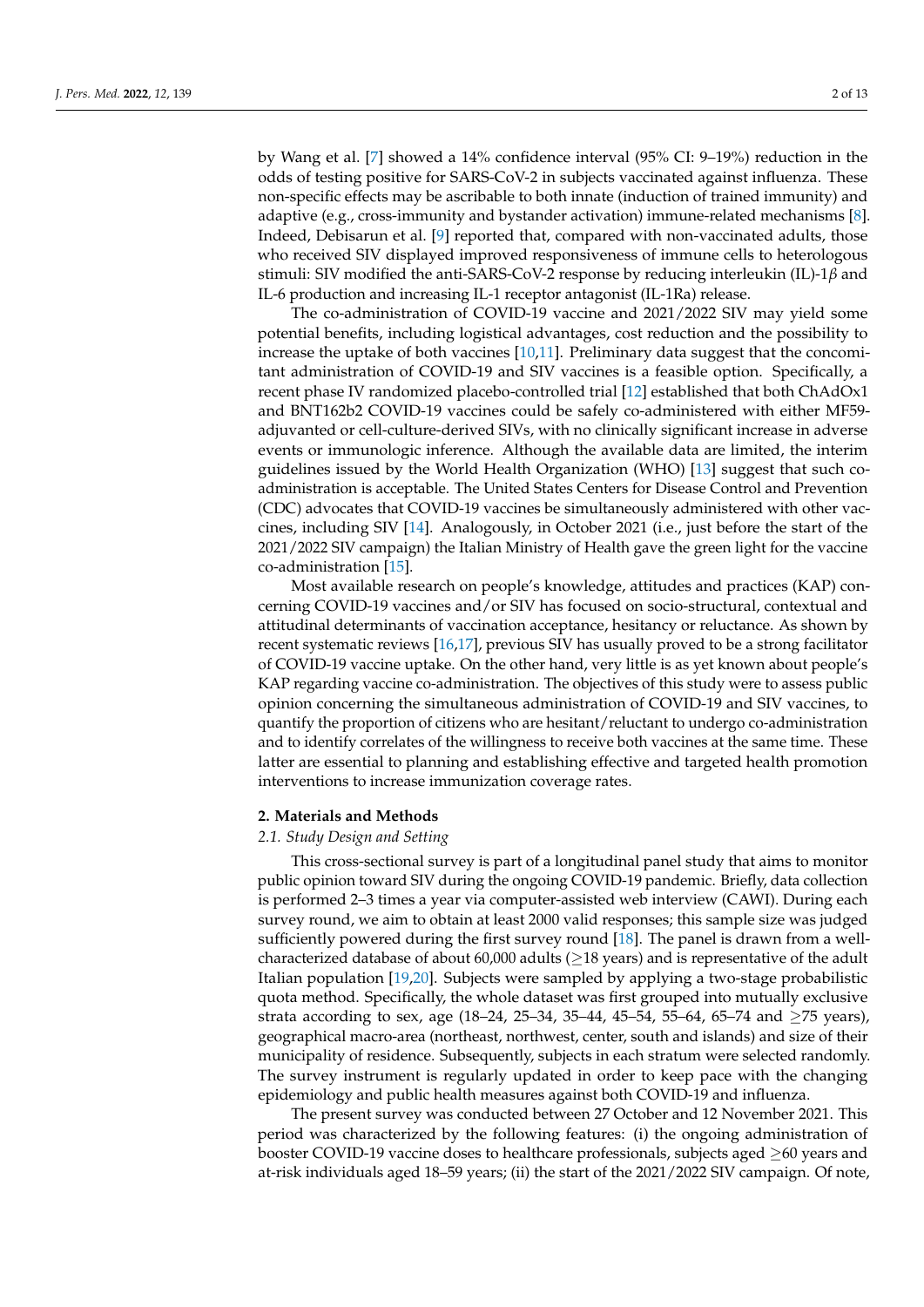by Wang et al. [7] showed a 14% confidence interval (95% CI: 9–19%) reduction in the odds of testing positive for SARS-CoV-2 in subjects vaccinated against influenza. These non-specific effects may be ascribable to both innate (induction of trained immunity) and adaptive (e.g., cross-immunity and bystander activation) immune-related mechanisms [8]. Indeed, Debisarun et al. [9] reported that, compared with non-vaccinated adults, those who received SIV displayed improved responsiveness of immune cells to heterologous stimuli: SIV modified the anti-SARS-CoV-2 response by reducing interleukin (IL)-1$\beta$ and IL-6 production and increasing IL-1 receptor antagonist (IL-1Ra) release.

The co-administration of COVID-19 vaccine and 2021/2022 SIV may yield some potential benefits, including logistical advantages, cost reduction and the possibility to increase the uptake of both vaccines [10,11]. Preliminary data suggest that the concomitant administration of COVID-19 and SIV vaccines is a feasible option. Specifically, a recent phase IV randomized placebo-controlled trial [12] established that both ChAdOx1 and BNT162b2 COVID-19 vaccines could be safely co-administered with either MF59-adjuvanted or cell-culture-derived SIVs, with no clinically significant increase in adverse events or immunologic inference. Although the available data are limited, the interim guidelines issued by the World Health Organization (WHO) [13] suggest that such co-administration is acceptable. The United States Centers for Disease Control and Prevention (CDC) advocates that COVID-19 vaccines be simultaneously administered with other vaccines, including SIV [14]. Analogously, in October 2021 (i.e., just before the start of the 2021/2022 SIV campaign) the Italian Ministry of Health gave the green light for the vaccine co-administration [15].

Most available research on people's knowledge, attitudes and practices (KAP) concerning COVID-19 vaccines and/or SIV has focused on socio-structural, contextual and attitudinal determinants of vaccination acceptance, hesitancy or reluctance. As shown by recent systematic reviews [16,17], previous SIV has usually proved to be a strong facilitator of COVID-19 vaccine uptake. On the other hand, very little is as yet known about people's KAP regarding vaccine co-administration. The objectives of this study were to assess public opinion concerning the simultaneous administration of COVID-19 and SIV vaccines, to quantify the proportion of citizens who are hesitant/reluctant to undergo co-administration and to identify correlates of the willingness to receive both vaccines at the same time. These latter are essential to planning and establishing effective and targeted health promotion interventions to increase immunization coverage rates.

## 2. Materials and Methods

### *2.1. Study Design and Setting*

This cross-sectional survey is part of a longitudinal panel study that aims to monitor public opinion toward SIV during the ongoing COVID-19 pandemic. Briefly, data collection is performed 2–3 times a year via computer-assisted web interview (CAWI). During each survey round, we aim to obtain at least 2000 valid responses; this sample size was judged sufficiently powered during the first survey round [18]. The panel is drawn from a well-characterized database of about 60,000 adults ($\geq$18 years) and is representative of the adult Italian population [19,20]. Subjects were sampled by applying a two-stage probabilistic quota method. Specifically, the whole dataset was first grouped into mutually exclusive strata according to sex, age (18–24, 25–34, 35–44, 45–54, 55–64, 65–74 and $\geq$75 years), geographical macro-area (northeast, northwest, center, south and islands) and size of their municipality of residence. Subsequently, subjects in each stratum were selected randomly. The survey instrument is regularly updated in order to keep pace with the changing epidemiology and public health measures against both COVID-19 and influenza.

The present survey was conducted between 27 October and 12 November 2021. This period was characterized by the following features: (i) the ongoing administration of booster COVID-19 vaccine doses to healthcare professionals, subjects aged $\geq$60 years and at-risk individuals aged 18–59 years; (ii) the start of the 2021/2022 SIV campaign. Of note,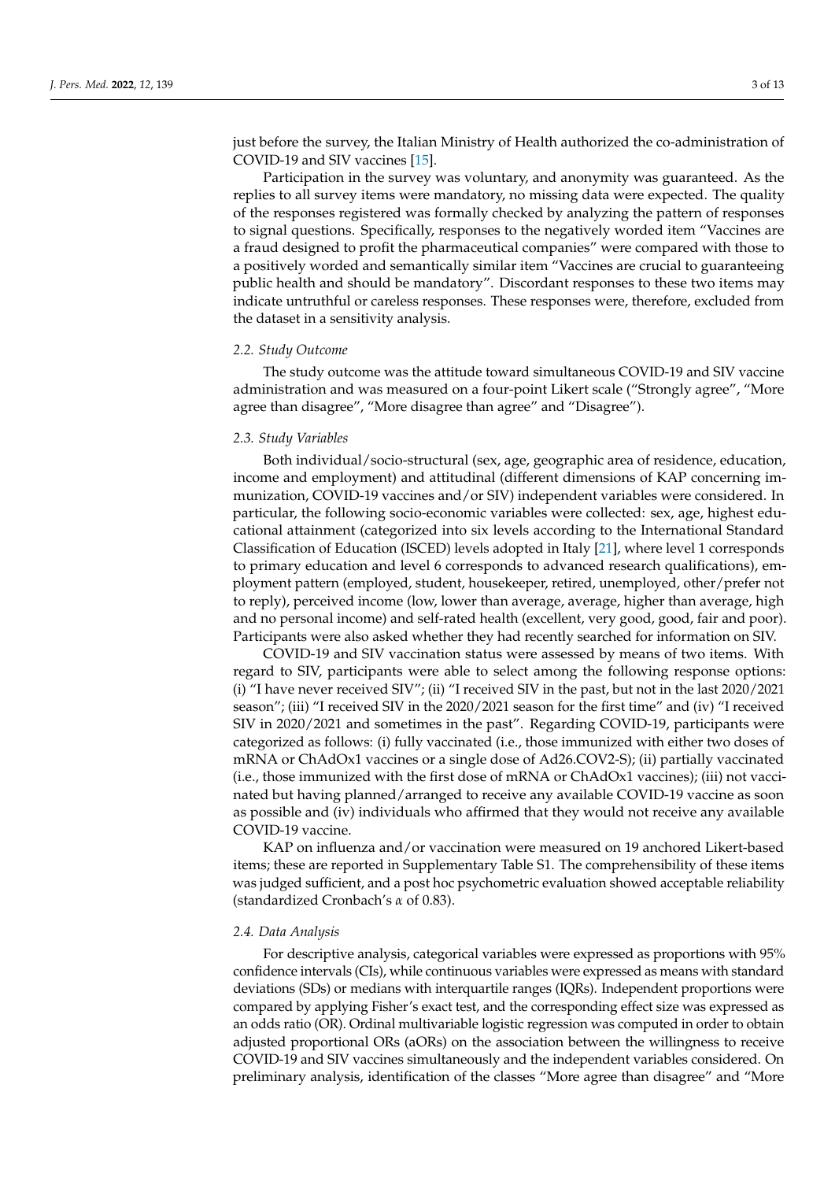just before the survey, the Italian Ministry of Health authorized the co-administration of COVID-19 and SIV vaccines [15].

Participation in the survey was voluntary, and anonymity was guaranteed. As the replies to all survey items were mandatory, no missing data were expected. The quality of the responses registered was formally checked by analyzing the pattern of responses to signal questions. Specifically, responses to the negatively worded item "Vaccines are a fraud designed to profit the pharmaceutical companies" were compared with those to a positively worded and semantically similar item "Vaccines are crucial to guaranteeing public health and should be mandatory". Discordant responses to these two items may indicate untruthful or careless responses. These responses were, therefore, excluded from the dataset in a sensitivity analysis.

### 2.2. Study Outcome

The study outcome was the attitude toward simultaneous COVID-19 and SIV vaccine administration and was measured on a four-point Likert scale ("Strongly agree", "More agree than disagree", "More disagree than agree" and "Disagree").

### 2.3. Study Variables

Both individual/socio-structural (sex, age, geographic area of residence, education, income and employment) and attitudinal (different dimensions of KAP concerning immunization, COVID-19 vaccines and/or SIV) independent variables were considered. In particular, the following socio-economic variables were collected: sex, age, highest educational attainment (categorized into six levels according to the International Standard Classification of Education (ISCED) levels adopted in Italy [21], where level 1 corresponds to primary education and level 6 corresponds to advanced research qualifications), employment pattern (employed, student, housekeeper, retired, unemployed, other/prefer not to reply), perceived income (low, lower than average, average, higher than average, high and no personal income) and self-rated health (excellent, very good, good, fair and poor). Participants were also asked whether they had recently searched for information on SIV.

COVID-19 and SIV vaccination status were assessed by means of two items. With regard to SIV, participants were able to select among the following response options: (i) "I have never received SIV"; (ii) "I received SIV in the past, but not in the last 2020/2021 season"; (iii) "I received SIV in the 2020/2021 season for the first time" and (iv) "I received SIV in 2020/2021 and sometimes in the past". Regarding COVID-19, participants were categorized as follows: (i) fully vaccinated (i.e., those immunized with either two doses of mRNA or ChAdOx1 vaccines or a single dose of Ad26.COV2-S); (ii) partially vaccinated (i.e., those immunized with the first dose of mRNA or ChAdOx1 vaccines); (iii) not vaccinated but having planned/arranged to receive any available COVID-19 vaccine as soon as possible and (iv) individuals who affirmed that they would not receive any available COVID-19 vaccine.

KAP on influenza and/or vaccination were measured on 19 anchored Likert-based items; these are reported in Supplementary Table S1. The comprehensibility of these items was judged sufficient, and a post hoc psychometric evaluation showed acceptable reliability (standardized Cronbach's $\alpha$ of 0.83).

### 2.4. Data Analysis

For descriptive analysis, categorical variables were expressed as proportions with 95% confidence intervals (CIs), while continuous variables were expressed as means with standard deviations (SDs) or medians with interquartile ranges (IQRs). Independent proportions were compared by applying Fisher's exact test, and the corresponding effect size was expressed as an odds ratio (OR). Ordinal multivariable logistic regression was computed in order to obtain adjusted proportional ORs (aORs) on the association between the willingness to receive COVID-19 and SIV vaccines simultaneously and the independent variables considered. On preliminary analysis, identification of the classes "More agree than disagree" and "More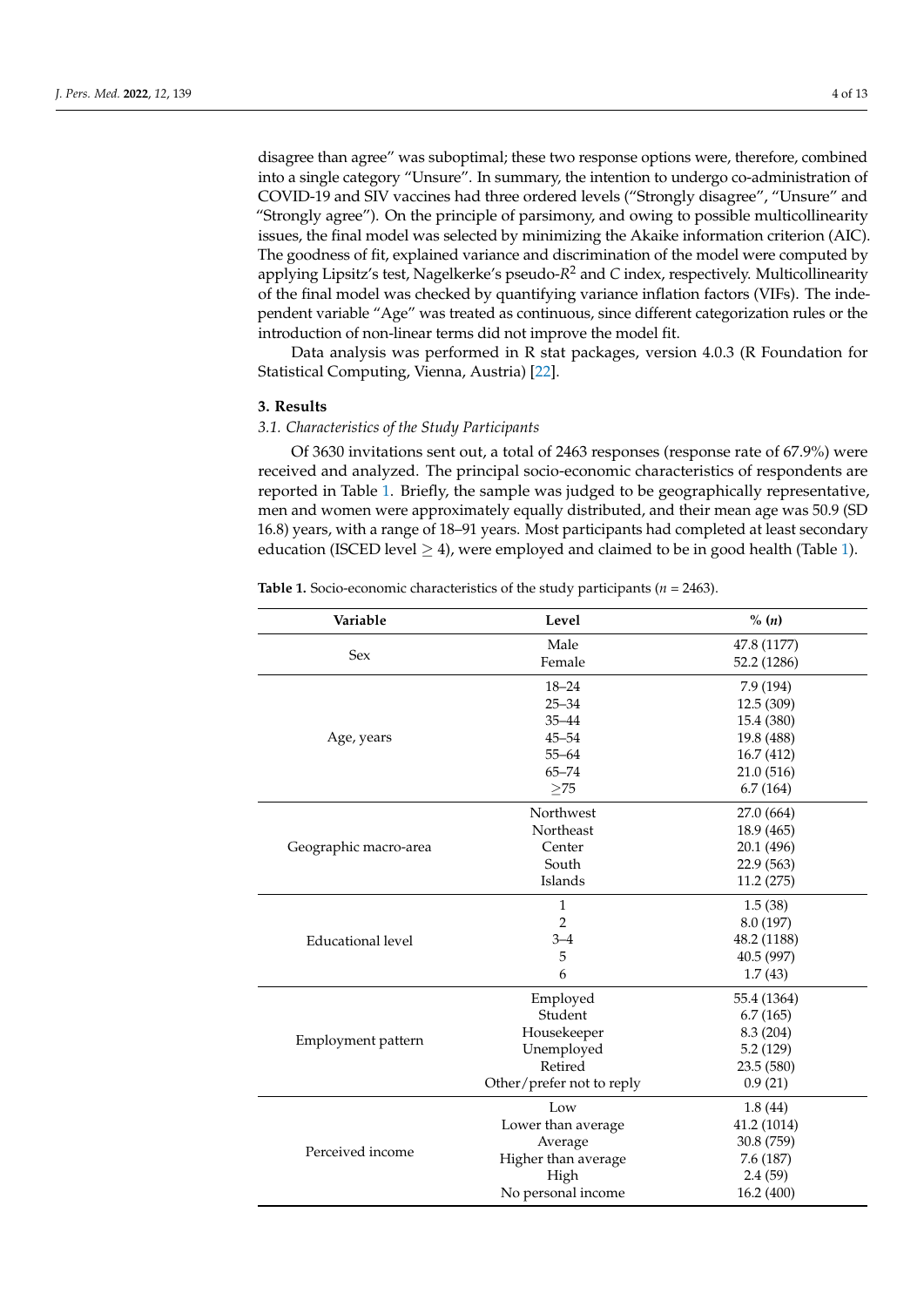disagree than agree" was suboptimal; these two response options were, therefore, combined into a single category "Unsure". In summary, the intention to undergo co-administration of COVID-19 and SIV vaccines had three ordered levels ("Strongly disagree", "Unsure" and "Strongly agree"). On the principle of parsimony, and owing to possible multicollinearity issues, the final model was selected by minimizing the Akaike information criterion (AIC). The goodness of fit, explained variance and discrimination of the model were computed by applying Lipsitz's test, Nagelkerke's pseudo-$R^2$ and $C$ index, respectively. Multicollinearity of the final model was checked by quantifying variance inflation factors (VIFs). The independent variable "Age" was treated as continuous, since different categorization rules or the introduction of non-linear terms did not improve the model fit.

Data analysis was performed in R stat packages, version 4.0.3 (R Foundation for Statistical Computing, Vienna, Austria) [22].

## 3. Results

### 3.1. Characteristics of the Study Participants

Of 3630 invitations sent out, a total of 2463 responses (response rate of 67.9%) were received and analyzed. The principal socio-economic characteristics of respondents are reported in Table 1. Briefly, the sample was judged to be geographically representative, men and women were approximately equally distributed, and their mean age was 50.9 (SD 16.8) years, with a range of 18–91 years. Most participants had completed at least secondary education (ISCED level $\geq$ 4), were employed and claimed to be in good health (Table 1).

**Table 1.** Socio-economic characteristics of the study participants ($n$ = 2463).

| Variable | Level | % ($n$) |
|---|---|---|
| Sex | Male | 47.8 (1177) |
| | Female | 52.2 (1286) |
| Age, years | 18–24 | 7.9 (194) |
| | 25–34 | 12.5 (309) |
| | 35–44 | 15.4 (380) |
| | 45–54 | 19.8 (488) |
| | 55–64 | 16.7 (412) |
| | 65–74 | 21.0 (516) |
| | ≥75 | 6.7 (164) |
| Geographic macro-area | Northwest | 27.0 (664) |
| | Northeast | 18.9 (465) |
| | Center | 20.1 (496) |
| | South | 22.9 (563) |
| | Islands | 11.2 (275) |
| Educational level | 1 | 1.5 (38) |
| | 2 | 8.0 (197) |
| | 3–4 | 48.2 (1188) |
| | 5 | 40.5 (997) |
| | 6 | 1.7 (43) |
| Employment pattern | Employed | 55.4 (1364) |
| | Student | 6.7 (165) |
| | Housekeeper | 8.3 (204) |
| | Unemployed | 5.2 (129) |
| | Retired | 23.5 (580) |
| | Other/prefer not to reply | 0.9 (21) |
| Perceived income | Low | 1.8 (44) |
| | Lower than average | 41.2 (1014) |
| | Average | 30.8 (759) |
| | Higher than average | 7.6 (187) |
| | High | 2.4 (59) |
| | No personal income | 16.2 (400) |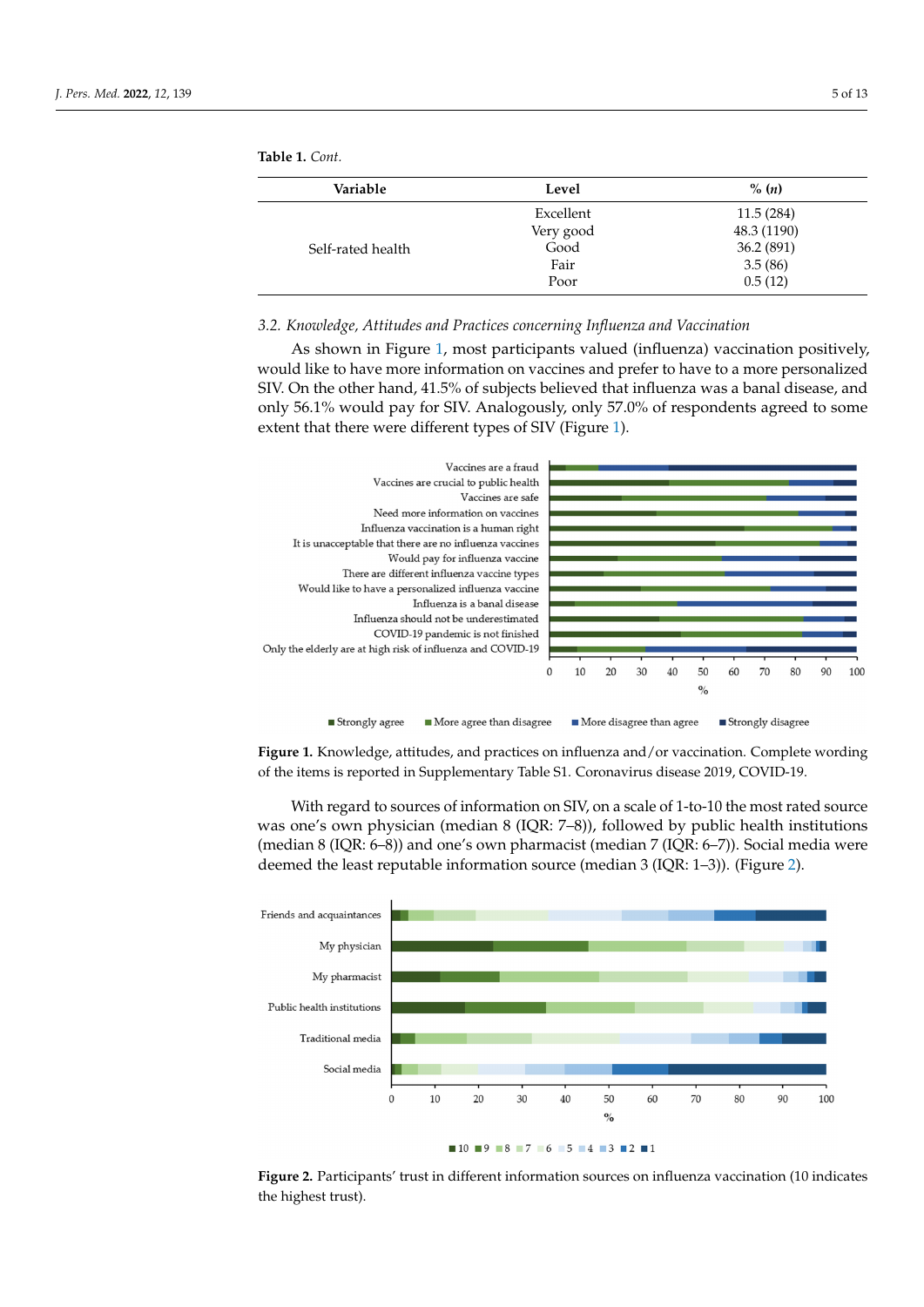**Table 1.** *Cont.*

| Variable | Level | % (*n*) |
|---|---|---|
| Self-rated health | Excellent | 11.5 (284) |
| | Very good | 48.3 (1190) |
| | Good | 36.2 (891) |
| | Fair | 3.5 (86) |
| | Poor | 0.5 (12) |

### 3.2. Knowledge, Attitudes and Practices concerning Influenza and Vaccination

As shown in Figure 1, most participants valued (influenza) vaccination positively, would like to have more information on vaccines and prefer to have to a more personalized SIV. On the other hand, 41.5% of subjects believed that influenza was a banal disease, and only 56.1% would pay for SIV. Analogously, only 57.0% of respondents agreed to some extent that there were different types of SIV (Figure 1).

**Figure 1.** Knowledge, attitudes, and practices on influenza and/or vaccination. Complete wording of the items is reported in Supplementary Table S1. Coronavirus disease 2019, COVID-19.

With regard to sources of information on SIV, on a scale of 1-to-10 the most rated source was one's own physician (median 8 (IQR: 7–8)), followed by public health institutions (median 8 (IQR: 6–8)) and one's own pharmacist (median 7 (IQR: 6–7)). Social media were deemed the least reputable information source (median 3 (IQR: 1–3)). (Figure 2).

**Figure 2.** Participants' trust in different information sources on influenza vaccination (10 indicates the highest trust).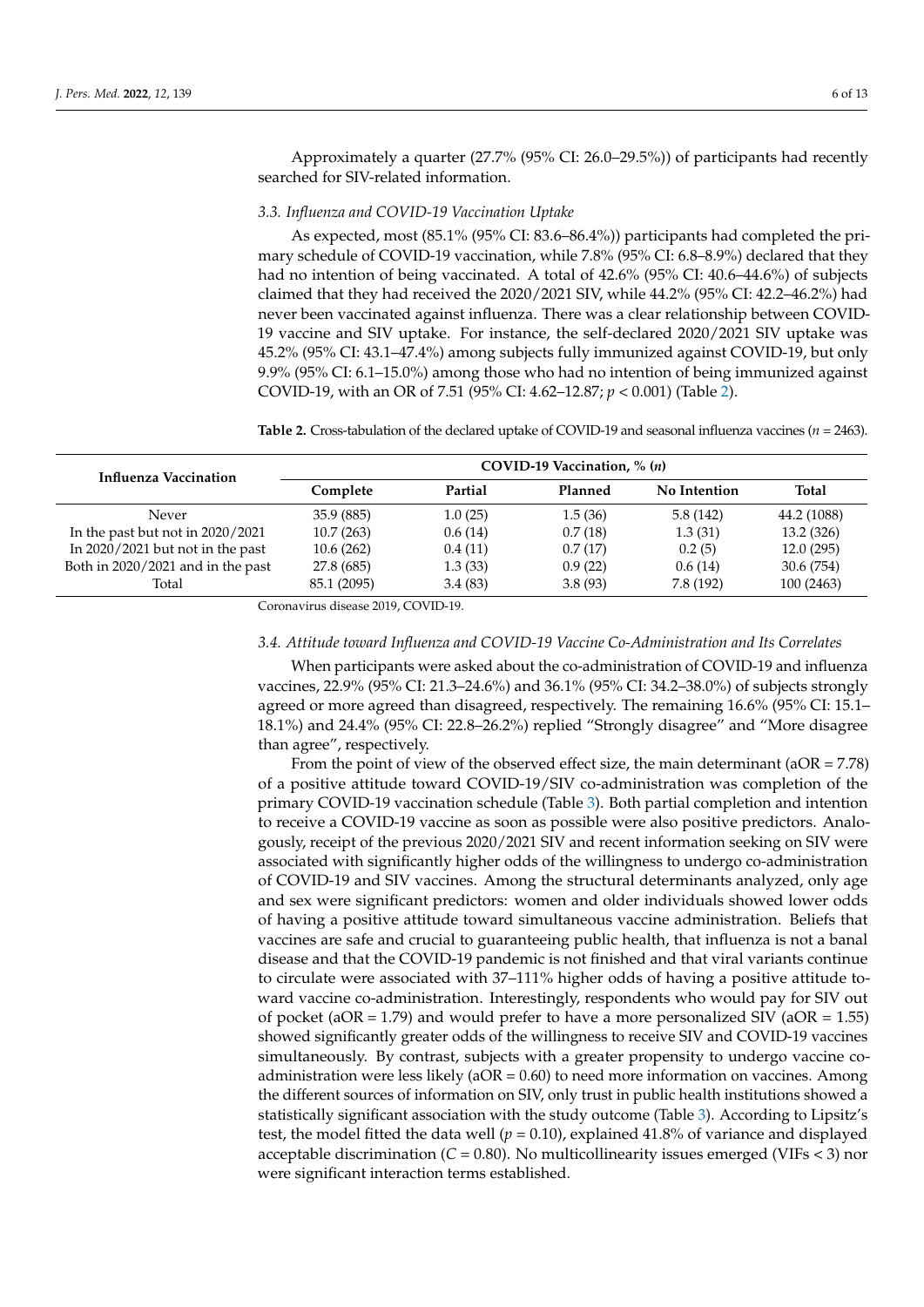Approximately a quarter (27.7% (95% CI: 26.0–29.5%)) of participants had recently searched for SIV-related information.

### 3.3. Influenza and COVID-19 Vaccination Uptake

As expected, most (85.1% (95% CI: 83.6–86.4%)) participants had completed the primary schedule of COVID-19 vaccination, while 7.8% (95% CI: 6.8–8.9%) declared that they had no intention of being vaccinated. A total of 42.6% (95% CI: 40.6–44.6%) of subjects claimed that they had received the 2020/2021 SIV, while 44.2% (95% CI: 42.2–46.2%) had never been vaccinated against influenza. There was a clear relationship between COVID-19 vaccine and SIV uptake. For instance, the self-declared 2020/2021 SIV uptake was 45.2% (95% CI: 43.1–47.4%) among subjects fully immunized against COVID-19, but only 9.9% (95% CI: 6.1–15.0%) among those who had no intention of being immunized against COVID-19, with an OR of 7.51 (95% CI: 4.62–12.87; $p < 0.001$) (Table 2).

**Table 2.** Cross-tabulation of the declared uptake of COVID-19 and seasonal influenza vaccines ($n = 2463$).

| Influenza Vaccination | COVID-19 Vaccination, % (*n*) | | | | |
|---|---|---|---|---|---|
| | Complete | Partial | Planned | No Intention | Total |
| Never | 35.9 (885) | 1.0 (25) | 1.5 (36) | 5.8 (142) | 44.2 (1088) |
| In the past but not in 2020/2021 | 10.7 (263) | 0.6 (14) | 0.7 (18) | 1.3 (31) | 13.2 (326) |
| In 2020/2021 but not in the past | 10.6 (262) | 0.4 (11) | 0.7 (17) | 0.2 (5) | 12.0 (295) |
| Both in 2020/2021 and in the past | 27.8 (685) | 1.3 (33) | 0.9 (22) | 0.6 (14) | 30.6 (754) |
| Total | 85.1 (2095) | 3.4 (83) | 3.8 (93) | 7.8 (192) | 100 (2463) |

Coronavirus disease 2019, COVID-19.

### 3.4. Attitude toward Influenza and COVID-19 Vaccine Co-Administration and Its Correlates

When participants were asked about the co-administration of COVID-19 and influenza vaccines, 22.9% (95% CI: 21.3–24.6%) and 36.1% (95% CI: 34.2–38.0%) of subjects strongly agreed or more agreed than disagreed, respectively. The remaining 16.6% (95% CI: 15.1–18.1%) and 24.4% (95% CI: 22.8–26.2%) replied "Strongly disagree" and "More disagree than agree", respectively.

From the point of view of the observed effect size, the main determinant (aOR = 7.78) of a positive attitude toward COVID-19/SIV co-administration was completion of the primary COVID-19 vaccination schedule (Table 3). Both partial completion and intention to receive a COVID-19 vaccine as soon as possible were also positive predictors. Analogously, receipt of the previous 2020/2021 SIV and recent information seeking on SIV were associated with significantly higher odds of the willingness to undergo co-administration of COVID-19 and SIV vaccines. Among the structural determinants analyzed, only age and sex were significant predictors: women and older individuals showed lower odds of having a positive attitude toward simultaneous vaccine administration. Beliefs that vaccines are safe and crucial to guaranteeing public health, that influenza is not a banal disease and that the COVID-19 pandemic is not finished and that viral variants continue to circulate were associated with 37–111% higher odds of having a positive attitude toward vaccine co-administration. Interestingly, respondents who would pay for SIV out of pocket (aOR = 1.79) and would prefer to have a more personalized SIV (aOR = 1.55) showed significantly greater odds of the willingness to receive SIV and COVID-19 vaccines simultaneously. By contrast, subjects with a greater propensity to undergo vaccine co-administration were less likely (aOR = 0.60) to need more information on vaccines. Among the different sources of information on SIV, only trust in public health institutions showed a statistically significant association with the study outcome (Table 3). According to Lipsitz's test, the model fitted the data well ($p = 0.10$), explained 41.8% of variance and displayed acceptable discrimination ($C = 0.80$). No multicollinearity issues emerged (VIFs < 3) nor were significant interaction terms established.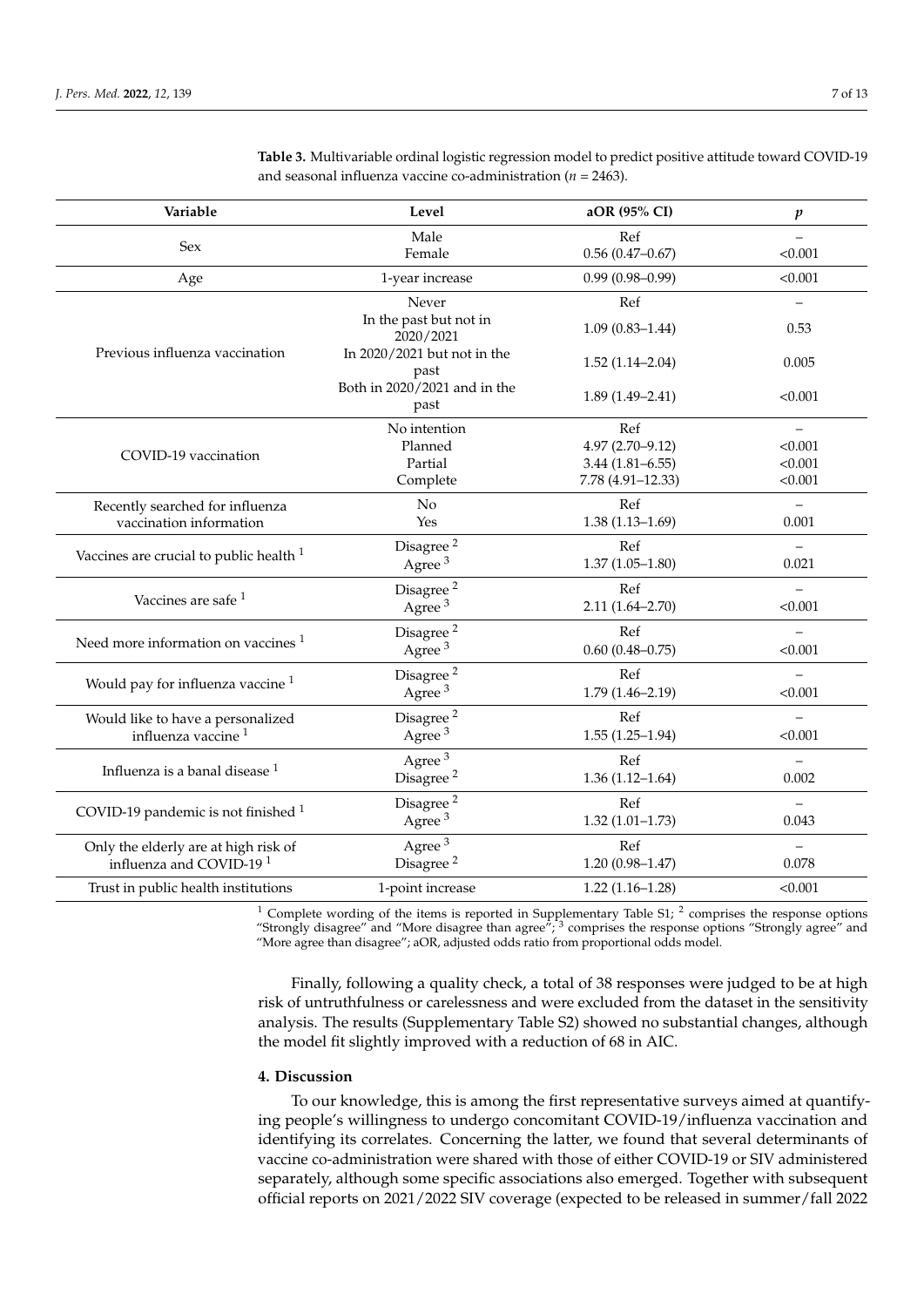**Table 3.** Multivariable ordinal logistic regression model to predict positive attitude toward COVID-19 and seasonal influenza vaccine co-administration ($n$ = 2463).

| Variable | Level | aOR (95% CI) | $p$ |
|---|---|---|---|
| Sex | Male | Ref | – |
| | Female | 0.56 (0.47–0.67) | <0.001 |
| Age | 1-year increase | 0.99 (0.98–0.99) | <0.001 |
| Previous influenza vaccination | Never | Ref | – |
| | In the past but not in 2020/2021 | 1.09 (0.83–1.44) | 0.53 |
| | In 2020/2021 but not in the past | 1.52 (1.14–2.04) | 0.005 |
| | Both in 2020/2021 and in the past | 1.89 (1.49–2.41) | <0.001 |
| COVID-19 vaccination | No intention | Ref | – |
| | Planned | 4.97 (2.70–9.12) | <0.001 |
| | Partial | 3.44 (1.81–6.55) | <0.001 |
| | Complete | 7.78 (4.91–12.33) | <0.001 |
| Recently searched for influenza vaccination information | No | Ref | – |
| | Yes | 1.38 (1.13–1.69) | 0.001 |
| Vaccines are crucial to public health [1] | Disagree [2] | Ref | – |
| | Agree [3] | 1.37 (1.05–1.80) | 0.021 |
| Vaccines are safe [1] | Disagree [2] | Ref | – |
| | Agree [3] | 2.11 (1.64–2.70) | <0.001 |
| Need more information on vaccines [1] | Disagree [2] | Ref | – |
| | Agree [3] | 0.60 (0.48–0.75) | <0.001 |
| Would pay for influenza vaccine [1] | Disagree [2] | Ref | – |
| | Agree [3] | 1.79 (1.46–2.19) | <0.001 |
| Would like to have a personalized influenza vaccine [1] | Disagree [2] | Ref | – |
| | Agree [3] | 1.55 (1.25–1.94) | <0.001 |
| Influenza is a banal disease [1] | Agree [3] | Ref | – |
| | Disagree [2] | 1.36 (1.12–1.64) | 0.002 |
| COVID-19 pandemic is not finished [1] | Disagree [2] | Ref | – |
| | Agree [3] | 1.32 (1.01–1.73) | 0.043 |
| Only the elderly are at high risk of influenza and COVID-19 [1] | Agree [3] | Ref | – |
| | Disagree [2] | 1.20 (0.98–1.47) | 0.078 |
| Trust in public health institutions | 1-point increase | 1.22 (1.16–1.28) | <0.001 |

[1] Complete wording of the items is reported in Supplementary Table S1; [2] comprises the response options "Strongly disagree" and "More disagree than agree"; [3] comprises the response options "Strongly agree" and "More agree than disagree"; aOR, adjusted odds ratio from proportional odds model.

Finally, following a quality check, a total of 38 responses were judged to be at high risk of untruthfulness or carelessness and were excluded from the dataset in the sensitivity analysis. The results (Supplementary Table S2) showed no substantial changes, although the model fit slightly improved with a reduction of 68 in AIC.

## 4. Discussion

To our knowledge, this is among the first representative surveys aimed at quantifying people's willingness to undergo concomitant COVID-19/influenza vaccination and identifying its correlates. Concerning the latter, we found that several determinants of vaccine co-administration were shared with those of either COVID-19 or SIV administered separately, although some specific associations also emerged. Together with subsequent official reports on 2021/2022 SIV coverage (expected to be released in summer/fall 2022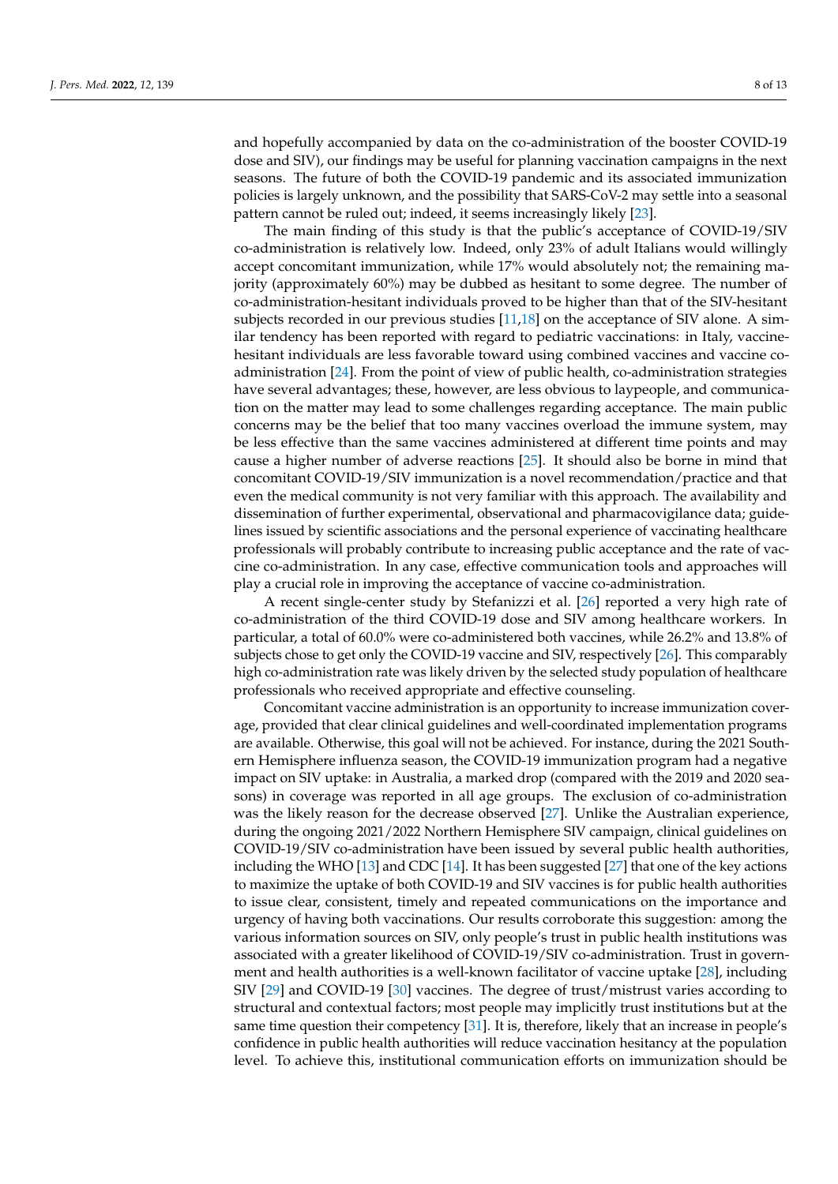and hopefully accompanied by data on the co-administration of the booster COVID-19 dose and SIV), our findings may be useful for planning vaccination campaigns in the next seasons. The future of both the COVID-19 pandemic and its associated immunization policies is largely unknown, and the possibility that SARS-CoV-2 may settle into a seasonal pattern cannot be ruled out; indeed, it seems increasingly likely [23].

The main finding of this study is that the public's acceptance of COVID-19/SIV co-administration is relatively low. Indeed, only 23% of adult Italians would willingly accept concomitant immunization, while 17% would absolutely not; the remaining majority (approximately 60%) may be dubbed as hesitant to some degree. The number of co-administration-hesitant individuals proved to be higher than that of the SIV-hesitant subjects recorded in our previous studies [11,18] on the acceptance of SIV alone. A similar tendency has been reported with regard to pediatric vaccinations: in Italy, vaccine-hesitant individuals are less favorable toward using combined vaccines and vaccine co-administration [24]. From the point of view of public health, co-administration strategies have several advantages; these, however, are less obvious to laypeople, and communication on the matter may lead to some challenges regarding acceptance. The main public concerns may be the belief that too many vaccines overload the immune system, may be less effective than the same vaccines administered at different time points and may cause a higher number of adverse reactions [25]. It should also be borne in mind that concomitant COVID-19/SIV immunization is a novel recommendation/practice and that even the medical community is not very familiar with this approach. The availability and dissemination of further experimental, observational and pharmacovigilance data; guidelines issued by scientific associations and the personal experience of vaccinating healthcare professionals will probably contribute to increasing public acceptance and the rate of vaccine co-administration. In any case, effective communication tools and approaches will play a crucial role in improving the acceptance of vaccine co-administration.

A recent single-center study by Stefanizzi et al. [26] reported a very high rate of co-administration of the third COVID-19 dose and SIV among healthcare workers. In particular, a total of 60.0% were co-administered both vaccines, while 26.2% and 13.8% of subjects chose to get only the COVID-19 vaccine and SIV, respectively [26]. This comparably high co-administration rate was likely driven by the selected study population of healthcare professionals who received appropriate and effective counseling.

Concomitant vaccine administration is an opportunity to increase immunization coverage, provided that clear clinical guidelines and well-coordinated implementation programs are available. Otherwise, this goal will not be achieved. For instance, during the 2021 Southern Hemisphere influenza season, the COVID-19 immunization program had a negative impact on SIV uptake: in Australia, a marked drop (compared with the 2019 and 2020 seasons) in coverage was reported in all age groups. The exclusion of co-administration was the likely reason for the decrease observed [27]. Unlike the Australian experience, during the ongoing 2021/2022 Northern Hemisphere SIV campaign, clinical guidelines on COVID-19/SIV co-administration have been issued by several public health authorities, including the WHO [13] and CDC [14]. It has been suggested [27] that one of the key actions to maximize the uptake of both COVID-19 and SIV vaccines is for public health authorities to issue clear, consistent, timely and repeated communications on the importance and urgency of having both vaccinations. Our results corroborate this suggestion: among the various information sources on SIV, only people's trust in public health institutions was associated with a greater likelihood of COVID-19/SIV co-administration. Trust in government and health authorities is a well-known facilitator of vaccine uptake [28], including SIV [29] and COVID-19 [30] vaccines. The degree of trust/mistrust varies according to structural and contextual factors; most people may implicitly trust institutions but at the same time question their competency [31]. It is, therefore, likely that an increase in people's confidence in public health authorities will reduce vaccination hesitancy at the population level. To achieve this, institutional communication efforts on immunization should be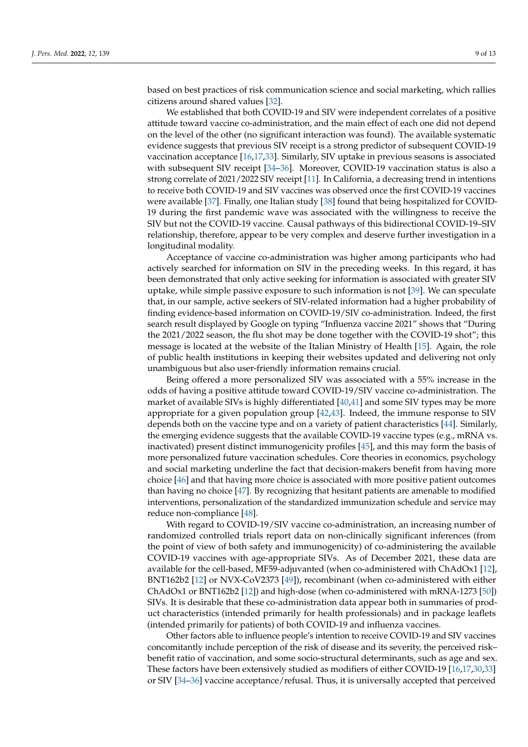based on best practices of risk communication science and social marketing, which rallies citizens around shared values [32].

We established that both COVID-19 and SIV were independent correlates of a positive attitude toward vaccine co-administration, and the main effect of each one did not depend on the level of the other (no significant interaction was found). The available systematic evidence suggests that previous SIV receipt is a strong predictor of subsequent COVID-19 vaccination acceptance [16,17,33]. Similarly, SIV uptake in previous seasons is associated with subsequent SIV receipt [34–36]. Moreover, COVID-19 vaccination status is also a strong correlate of 2021/2022 SIV receipt [11]. In California, a decreasing trend in intentions to receive both COVID-19 and SIV vaccines was observed once the first COVID-19 vaccines were available [37]. Finally, one Italian study [38] found that being hospitalized for COVID-19 during the first pandemic wave was associated with the willingness to receive the SIV but not the COVID-19 vaccine. Causal pathways of this bidirectional COVID-19–SIV relationship, therefore, appear to be very complex and deserve further investigation in a longitudinal modality.

Acceptance of vaccine co-administration was higher among participants who had actively searched for information on SIV in the preceding weeks. In this regard, it has been demonstrated that only active seeking for information is associated with greater SIV uptake, while simple passive exposure to such information is not [39]. We can speculate that, in our sample, active seekers of SIV-related information had a higher probability of finding evidence-based information on COVID-19/SIV co-administration. Indeed, the first search result displayed by Google on typing "Influenza vaccine 2021" shows that "During the 2021/2022 season, the flu shot may be done together with the COVID-19 shot"; this message is located at the website of the Italian Ministry of Health [15]. Again, the role of public health institutions in keeping their websites updated and delivering not only unambiguous but also user-friendly information remains crucial.

Being offered a more personalized SIV was associated with a 55% increase in the odds of having a positive attitude toward COVID-19/SIV vaccine co-administration. The market of available SIVs is highly differentiated [40,41] and some SIV types may be more appropriate for a given population group [42,43]. Indeed, the immune response to SIV depends both on the vaccine type and on a variety of patient characteristics [44]. Similarly, the emerging evidence suggests that the available COVID-19 vaccine types (e.g., mRNA vs. inactivated) present distinct immunogenicity profiles [45], and this may form the basis of more personalized future vaccination schedules. Core theories in economics, psychology and social marketing underline the fact that decision-makers benefit from having more choice [46] and that having more choice is associated with more positive patient outcomes than having no choice [47]. By recognizing that hesitant patients are amenable to modified interventions, personalization of the standardized immunization schedule and service may reduce non-compliance [48].

With regard to COVID-19/SIV vaccine co-administration, an increasing number of randomized controlled trials report data on non-clinically significant inferences (from the point of view of both safety and immunogenicity) of co-administering the available COVID-19 vaccines with age-appropriate SIVs. As of December 2021, these data are available for the cell-based, MF59-adjuvanted (when co-administered with ChAdOx1 [12], BNT162b2 [12] or NVX-CoV2373 [49]), recombinant (when co-administered with either ChAdOx1 or BNT162b2 [12]) and high-dose (when co-administered with mRNA-1273 [50]) SIVs. It is desirable that these co-administration data appear both in summaries of product characteristics (intended primarily for health professionals) and in package leaflets (intended primarily for patients) of both COVID-19 and influenza vaccines.

Other factors able to influence people's intention to receive COVID-19 and SIV vaccines concomitantly include perception of the risk of disease and its severity, the perceived risk–benefit ratio of vaccination, and some socio-structural determinants, such as age and sex. These factors have been extensively studied as modifiers of either COVID-19 [16,17,30,33] or SIV [34–36] vaccine acceptance/refusal. Thus, it is universally accepted that perceived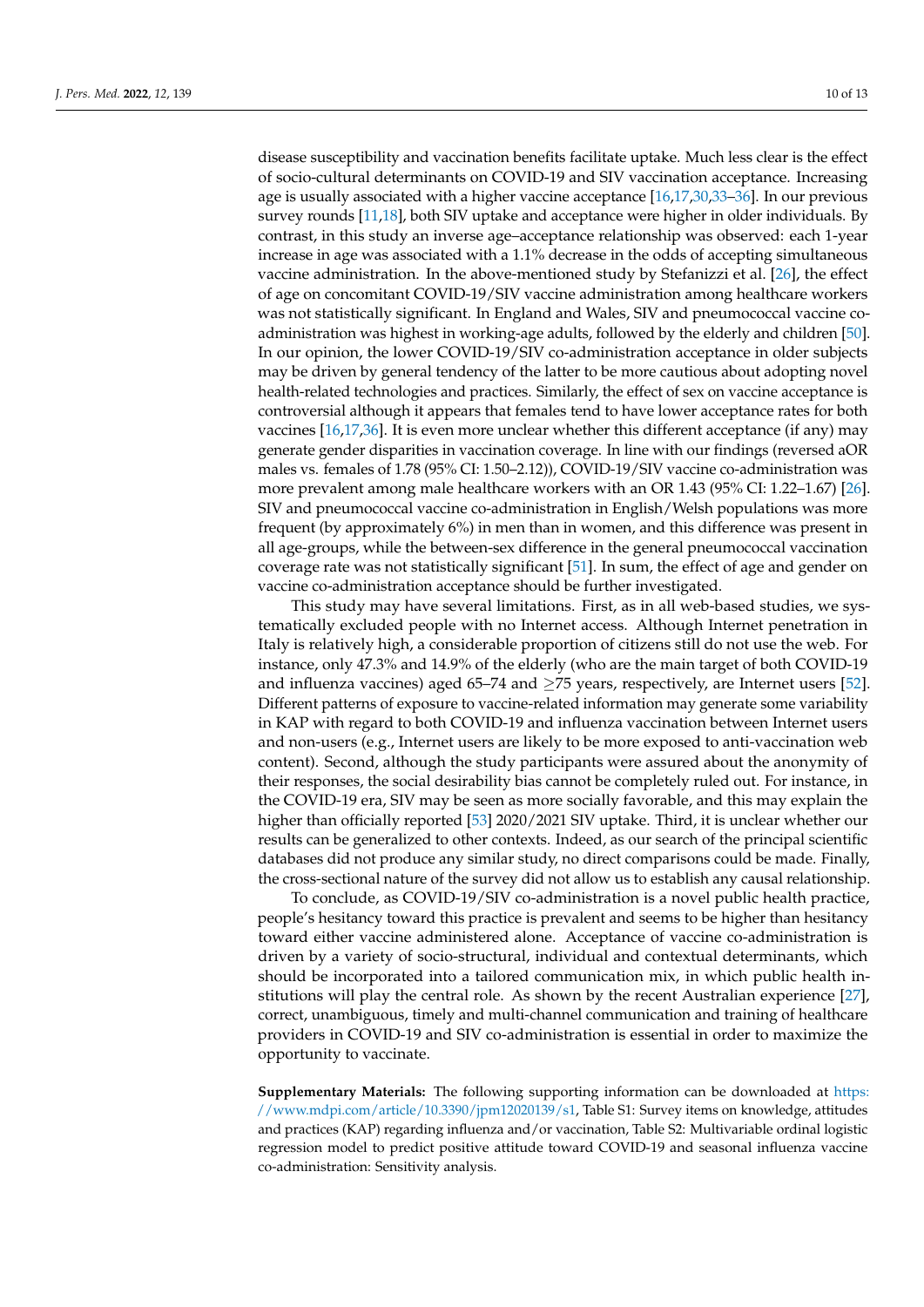disease susceptibility and vaccination benefits facilitate uptake. Much less clear is the effect of socio-cultural determinants on COVID-19 and SIV vaccination acceptance. Increasing age is usually associated with a higher vaccine acceptance [16,17,30,33–36]. In our previous survey rounds [11,18], both SIV uptake and acceptance were higher in older individuals. By contrast, in this study an inverse age–acceptance relationship was observed: each 1-year increase in age was associated with a 1.1% decrease in the odds of accepting simultaneous vaccine administration. In the above-mentioned study by Stefanizzi et al. [26], the effect of age on concomitant COVID-19/SIV vaccine administration among healthcare workers was not statistically significant. In England and Wales, SIV and pneumococcal vaccine co-administration was highest in working-age adults, followed by the elderly and children [50]. In our opinion, the lower COVID-19/SIV co-administration acceptance in older subjects may be driven by general tendency of the latter to be more cautious about adopting novel health-related technologies and practices. Similarly, the effect of sex on vaccine acceptance is controversial although it appears that females tend to have lower acceptance rates for both vaccines [16,17,36]. It is even more unclear whether this different acceptance (if any) may generate gender disparities in vaccination coverage. In line with our findings (reversed aOR males vs. females of 1.78 (95% CI: 1.50–2.12)), COVID-19/SIV vaccine co-administration was more prevalent among male healthcare workers with an OR 1.43 (95% CI: 1.22–1.67) [26]. SIV and pneumococcal vaccine co-administration in English/Welsh populations was more frequent (by approximately 6%) in men than in women, and this difference was present in all age-groups, while the between-sex difference in the general pneumococcal vaccination coverage rate was not statistically significant [51]. In sum, the effect of age and gender on vaccine co-administration acceptance should be further investigated.

This study may have several limitations. First, as in all web-based studies, we systematically excluded people with no Internet access. Although Internet penetration in Italy is relatively high, a considerable proportion of citizens still do not use the web. For instance, only 47.3% and 14.9% of the elderly (who are the main target of both COVID-19 and influenza vaccines) aged 65–74 and ≥75 years, respectively, are Internet users [52]. Different patterns of exposure to vaccine-related information may generate some variability in KAP with regard to both COVID-19 and influenza vaccination between Internet users and non-users (e.g., Internet users are likely to be more exposed to anti-vaccination web content). Second, although the study participants were assured about the anonymity of their responses, the social desirability bias cannot be completely ruled out. For instance, in the COVID-19 era, SIV may be seen as more socially favorable, and this may explain the higher than officially reported [53] 2020/2021 SIV uptake. Third, it is unclear whether our results can be generalized to other contexts. Indeed, as our search of the principal scientific databases did not produce any similar study, no direct comparisons could be made. Finally, the cross-sectional nature of the survey did not allow us to establish any causal relationship.

To conclude, as COVID-19/SIV co-administration is a novel public health practice, people's hesitancy toward this practice is prevalent and seems to be higher than hesitancy toward either vaccine administered alone. Acceptance of vaccine co-administration is driven by a variety of socio-structural, individual and contextual determinants, which should be incorporated into a tailored communication mix, in which public health institutions will play the central role. As shown by the recent Australian experience [27], correct, unambiguous, timely and multi-channel communication and training of healthcare providers in COVID-19 and SIV co-administration is essential in order to maximize the opportunity to vaccinate.

**Supplementary Materials:** The following supporting information can be downloaded at https://www.mdpi.com/article/10.3390/jpm12020139/s1, Table S1: Survey items on knowledge, attitudes and practices (KAP) regarding influenza and/or vaccination, Table S2: Multivariable ordinal logistic regression model to predict positive attitude toward COVID-19 and seasonal influenza vaccine co-administration: Sensitivity analysis.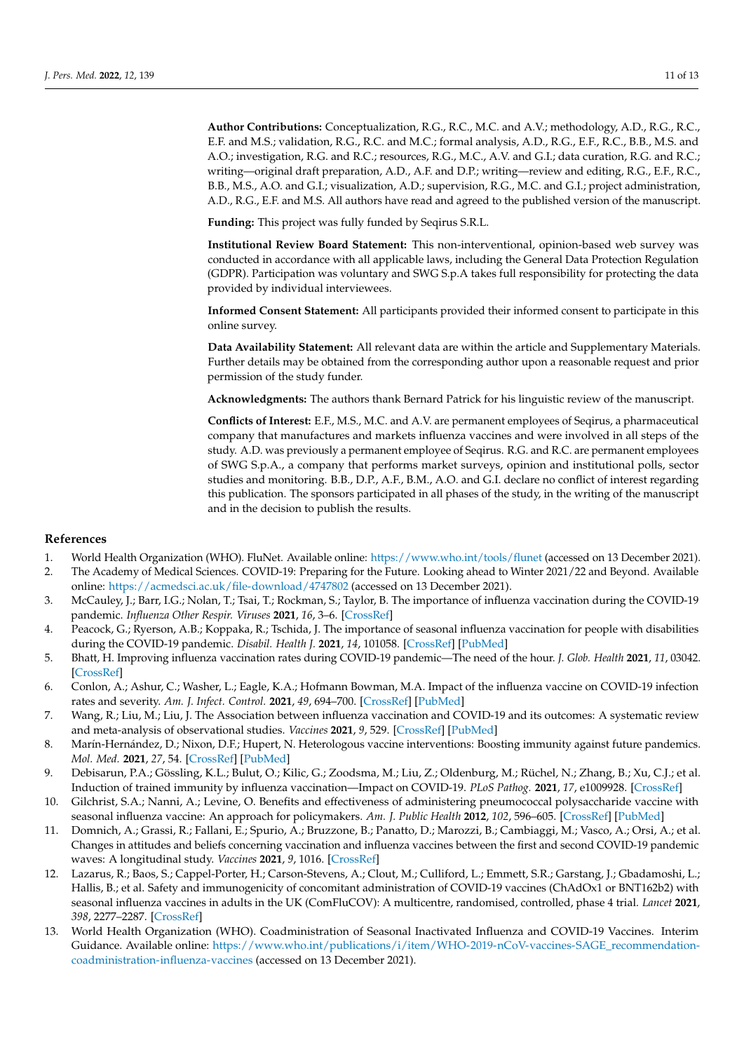**Author Contributions:** Conceptualization, R.G., R.C., M.C. and A.V.; methodology, A.D., R.G., R.C., E.F. and M.S.; validation, R.G., R.C. and M.C.; formal analysis, A.D., R.G., E.F., R.C., B.B., M.S. and A.O.; investigation, R.G. and R.C.; resources, R.G., M.C., A.V. and G.I.; data curation, R.G. and R.C.; writing—original draft preparation, A.D., A.F. and D.P.; writing—review and editing, R.G., E.F., R.C., B.B., M.S., A.O. and G.I.; visualization, A.D.; supervision, R.G., M.C. and G.I.; project administration, A.D., R.G., E.F. and M.S. All authors have read and agreed to the published version of the manuscript.

**Funding:** This project was fully funded by Seqirus S.R.L.

**Institutional Review Board Statement:** This non-interventional, opinion-based web survey was conducted in accordance with all applicable laws, including the General Data Protection Regulation (GDPR). Participation was voluntary and SWG S.p.A takes full responsibility for protecting the data provided by individual interviewees.

**Informed Consent Statement:** All participants provided their informed consent to participate in this online survey.

**Data Availability Statement:** All relevant data are within the article and Supplementary Materials. Further details may be obtained from the corresponding author upon a reasonable request and prior permission of the study funder.

**Acknowledgments:** The authors thank Bernard Patrick for his linguistic review of the manuscript.

**Conflicts of Interest:** E.F., M.S., M.C. and A.V. are permanent employees of Seqirus, a pharmaceutical company that manufactures and markets influenza vaccines and were involved in all steps of the study. A.D. was previously a permanent employee of Seqirus. R.G. and R.C. are permanent employees of SWG S.p.A., a company that performs market surveys, opinion and institutional polls, sector studies and monitoring. B.B., D.P., A.F., B.M., A.O. and G.I. declare no conflict of interest regarding this publication. The sponsors participated in all phases of the study, in the writing of the manuscript and in the decision to publish the results.

## References

1. World Health Organization (WHO). FluNet. Available online: https://www.who.int/tools/flunet (accessed on 13 December 2021).
2. The Academy of Medical Sciences. COVID-19: Preparing for the Future. Looking ahead to Winter 2021/22 and Beyond. Available online: https://acmedsci.ac.uk/file-download/4747802 (accessed on 13 December 2021).
3. McCauley, J.; Barr, I.G.; Nolan, T.; Tsai, T.; Rockman, S.; Taylor, B. The importance of influenza vaccination during the COVID-19 pandemic. *Influenza Other Respir. Viruses* **2021**, *16*, 3–6. [CrossRef]
4. Peacock, G.; Ryerson, A.B.; Koppaka, R.; Tschida, J. The importance of seasonal influenza vaccination for people with disabilities during the COVID-19 pandemic. *Disabil. Health J.* **2021**, *14*, 101058. [CrossRef] [PubMed]
5. Bhatt, H. Improving influenza vaccination rates during COVID-19 pandemic—The need of the hour. *J. Glob. Health* **2021**, *11*, 03042. [CrossRef]
6. Conlon, A.; Ashur, C.; Washer, L.; Eagle, K.A.; Hofmann Bowman, M.A. Impact of the influenza vaccine on COVID-19 infection rates and severity. *Am. J. Infect. Control.* **2021**, *49*, 694–700. [CrossRef] [PubMed]
7. Wang, R.; Liu, M.; Liu, J. The Association between influenza vaccination and COVID-19 and its outcomes: A systematic review and meta-analysis of observational studies. *Vaccines* **2021**, *9*, 529. [CrossRef] [PubMed]
8. Marín-Hernández, D.; Nixon, D.F.; Hupert, N. Heterologous vaccine interventions: Boosting immunity against future pandemics. *Mol. Med.* **2021**, *27*, 54. [CrossRef] [PubMed]
9. Debisarun, P.A.; Gössling, K.L.; Bulut, O.; Kilic, G.; Zoodsma, M.; Liu, Z.; Oldenburg, M.; Rüchel, N.; Zhang, B.; Xu, C.J.; et al. Induction of trained immunity by influenza vaccination—Impact on COVID-19. *PLoS Pathog.* **2021**, *17*, e1009928. [CrossRef]
10. Gilchrist, S.A.; Nanni, A.; Levine, O. Benefits and effectiveness of administering pneumococcal polysaccharide vaccine with seasonal influenza vaccine: An approach for policymakers. *Am. J. Public Health* **2012**, *102*, 596–605. [CrossRef] [PubMed]
11. Domnich, A.; Grassi, R.; Fallani, E.; Spurio, A.; Bruzzone, B.; Panatto, D.; Marozzi, B.; Cambiaggi, M.; Vasco, A.; Orsi, A.; et al. Changes in attitudes and beliefs concerning vaccination and influenza vaccines between the first and second COVID-19 pandemic waves: A longitudinal study. *Vaccines* **2021**, *9*, 1016. [CrossRef]
12. Lazarus, R.; Baos, S.; Cappel-Porter, H.; Carson-Stevens, A.; Clout, M.; Culliford, L.; Emmett, S.R.; Garstang, J.; Gbadamoshi, L.; Hallis, B.; et al. Safety and immunogenicity of concomitant administration of COVID-19 vaccines (ChAdOx1 or BNT162b2) with seasonal influenza vaccines in adults in the UK (ComFluCOV): A multicentre, randomised, controlled, phase 4 trial. *Lancet* **2021**, *398*, 2277–2287. [CrossRef]
13. World Health Organization (WHO). Coadministration of Seasonal Inactivated Influenza and COVID-19 Vaccines. Interim Guidance. Available online: https://www.who.int/publications/i/item/WHO-2019-nCoV-vaccines-SAGE_recommendation-coadministration-influenza-vaccines (accessed on 13 December 2021).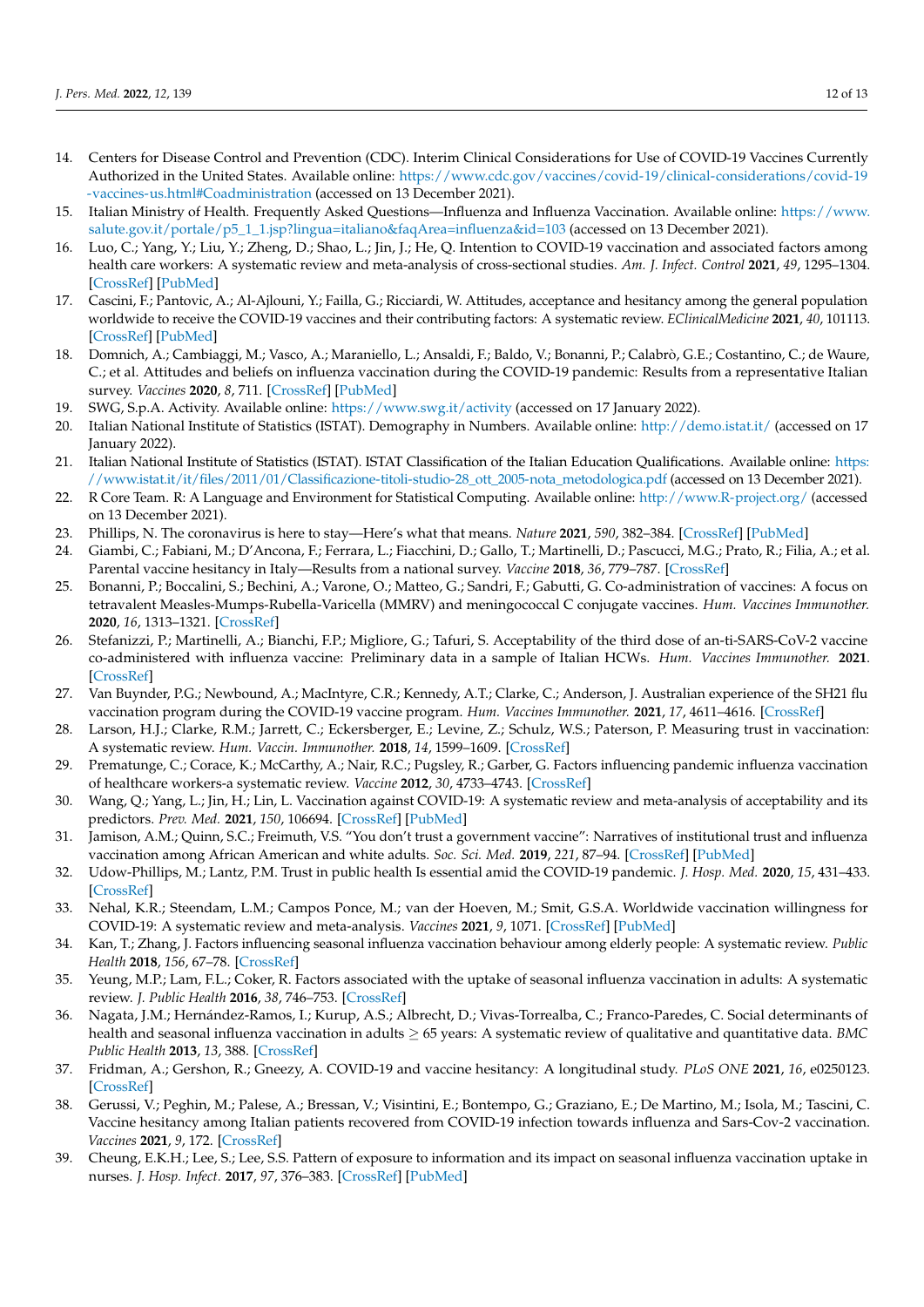14. Centers for Disease Control and Prevention (CDC). Interim Clinical Considerations for Use of COVID-19 Vaccines Currently Authorized in the United States. Available online: https://www.cdc.gov/vaccines/covid-19/clinical-considerations/covid-19-vaccines-us.html#Coadministration (accessed on 13 December 2021).
15. Italian Ministry of Health. Frequently Asked Questions—Influenza and Influenza Vaccination. Available online: https://www.salute.gov.it/portale/p5_1_1.jsp?lingua=italiano&faqArea=influenza&id=103 (accessed on 13 December 2021).
16. Luo, C.; Yang, Y.; Liu, Y.; Zheng, D.; Shao, L.; Jin, J.; He, Q. Intention to COVID-19 vaccination and associated factors among health care workers: A systematic review and meta-analysis of cross-sectional studies. *Am. J. Infect. Control* **2021**, *49*, 1295–1304. [CrossRef] [PubMed]
17. Cascini, F.; Pantovic, A.; Al-Ajlouni, Y.; Failla, G.; Ricciardi, W. Attitudes, acceptance and hesitancy among the general population worldwide to receive the COVID-19 vaccines and their contributing factors: A systematic review. *EClinicalMedicine* **2021**, *40*, 101113. [CrossRef] [PubMed]
18. Domnich, A.; Cambiaggi, M.; Vasco, A.; Maraniello, L.; Ansaldi, F.; Baldo, V.; Bonanni, P.; Calabrò, G.E.; Costantino, C.; de Waure, C.; et al. Attitudes and beliefs on influenza vaccination during the COVID-19 pandemic: Results from a representative Italian survey. *Vaccines* **2020**, *8*, 711. [CrossRef] [PubMed]
19. SWG, S.p.A. Activity. Available online: https://www.swg.it/activity (accessed on 17 January 2022).
20. Italian National Institute of Statistics (ISTAT). Demography in Numbers. Available online: http://demo.istat.it/ (accessed on 17 January 2022).
21. Italian National Institute of Statistics (ISTAT). ISTAT Classification of the Italian Education Qualifications. Available online: https://www.istat.it/it/files/2011/01/Classificazione-titoli-studio-28_ott_2005-nota_metodologica.pdf (accessed on 13 December 2021).
22. R Core Team. R: A Language and Environment for Statistical Computing. Available online: http://www.R-project.org/ (accessed on 13 December 2021).
23. Phillips, N. The coronavirus is here to stay—Here's what that means. *Nature* **2021**, *590*, 382–384. [CrossRef] [PubMed]
24. Giambi, C.; Fabiani, M.; D'Ancona, F.; Ferrara, L.; Fiacchini, D.; Gallo, T.; Martinelli, D.; Pascucci, M.G.; Prato, R.; Filia, A.; et al. Parental vaccine hesitancy in Italy—Results from a national survey. *Vaccine* **2018**, *36*, 779–787. [CrossRef]
25. Bonanni, P.; Boccalini, S.; Bechini, A.; Varone, O.; Matteo, G.; Sandri, F.; Gabutti, G. Co-administration of vaccines: A focus on tetravalent Measles-Mumps-Rubella-Varicella (MMRV) and meningococcal C conjugate vaccines. *Hum. Vaccines Immunother.* **2020**, *16*, 1313–1321. [CrossRef]
26. Stefanizzi, P.; Martinelli, A.; Bianchi, F.P.; Migliore, G.; Tafuri, S. Acceptability of the third dose of an-ti-SARS-CoV-2 vaccine co-administered with influenza vaccine: Preliminary data in a sample of Italian HCWs. *Hum. Vaccines Immunother.* **2021**. [CrossRef]
27. Van Buynder, P.G.; Newbound, A.; MacIntyre, C.R.; Kennedy, A.T.; Clarke, C.; Anderson, J. Australian experience of the SH21 flu vaccination program during the COVID-19 vaccine program. *Hum. Vaccines Immunother.* **2021**, *17*, 4611–4616. [CrossRef]
28. Larson, H.J.; Clarke, R.M.; Jarrett, C.; Eckersberger, E.; Levine, Z.; Schulz, W.S.; Paterson, P. Measuring trust in vaccination: A systematic review. *Hum. Vaccin. Immunother.* **2018**, *14*, 1599–1609. [CrossRef]
29. Prematunge, C.; Corace, K.; McCarthy, A.; Nair, R.C.; Pugsley, R.; Garber, G. Factors influencing pandemic influenza vaccination of healthcare workers-a systematic review. *Vaccine* **2012**, *30*, 4733–4743. [CrossRef]
30. Wang, Q.; Yang, L.; Jin, H.; Lin, L. Vaccination against COVID-19: A systematic review and meta-analysis of acceptability and its predictors. *Prev. Med.* **2021**, *150*, 106694. [CrossRef] [PubMed]
31. Jamison, A.M.; Quinn, S.C.; Freimuth, V.S. "You don't trust a government vaccine": Narratives of institutional trust and influenza vaccination among African American and white adults. *Soc. Sci. Med.* **2019**, *221*, 87–94. [CrossRef] [PubMed]
32. Udow-Phillips, M.; Lantz, P.M. Trust in public health Is essential amid the COVID-19 pandemic. *J. Hosp. Med.* **2020**, *15*, 431–433. [CrossRef]
33. Nehal, K.R.; Steendam, L.M.; Campos Ponce, M.; van der Hoeven, M.; Smit, G.S.A. Worldwide vaccination willingness for COVID-19: A systematic review and meta-analysis. *Vaccines* **2021**, *9*, 1071. [CrossRef] [PubMed]
34. Kan, T.; Zhang, J. Factors influencing seasonal influenza vaccination behaviour among elderly people: A systematic review. *Public Health* **2018**, *156*, 67–78. [CrossRef]
35. Yeung, M.P.; Lam, F.L.; Coker, R. Factors associated with the uptake of seasonal influenza vaccination in adults: A systematic review. *J. Public Health* **2016**, *38*, 746–753. [CrossRef]
36. Nagata, J.M.; Hernández-Ramos, I.; Kurup, A.S.; Albrecht, D.; Vivas-Torrealba, C.; Franco-Paredes, C. Social determinants of health and seasonal influenza vaccination in adults ≥ 65 years: A systematic review of qualitative and quantitative data. *BMC Public Health* **2013**, *13*, 388. [CrossRef]
37. Fridman, A.; Gershon, R.; Gneezy, A. COVID-19 and vaccine hesitancy: A longitudinal study. *PLoS ONE* **2021**, *16*, e0250123. [CrossRef]
38. Gerussi, V.; Peghin, M.; Palese, A.; Bressan, V.; Visintini, E.; Bontempo, G.; Graziano, E.; De Martino, M.; Isola, M.; Tascini, C. Vaccine hesitancy among Italian patients recovered from COVID-19 infection towards influenza and Sars-Cov-2 vaccination. *Vaccines* **2021**, *9*, 172. [CrossRef]
39. Cheung, E.K.H.; Lee, S.; Lee, S.S. Pattern of exposure to information and its impact on seasonal influenza vaccination uptake in nurses. *J. Hosp. Infect.* **2017**, *97*, 376–383. [CrossRef] [PubMed]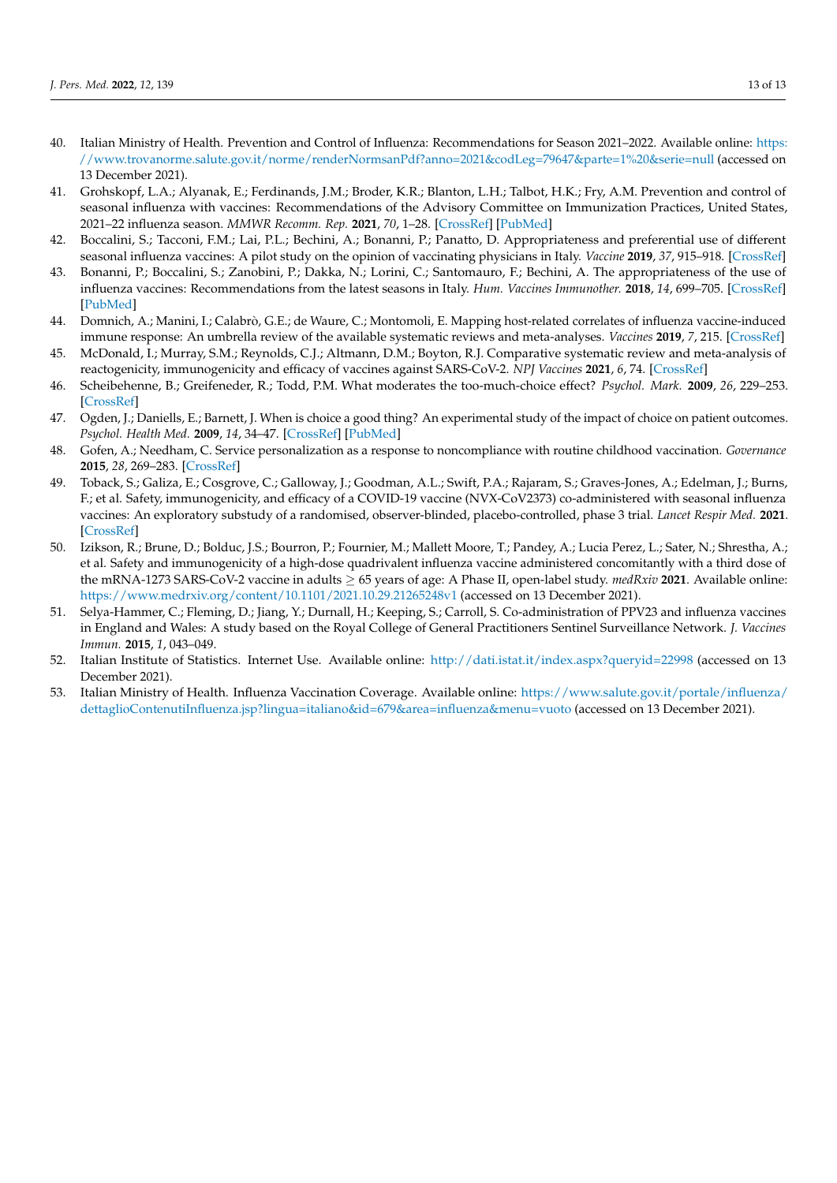40. Italian Ministry of Health. Prevention and Control of Influenza: Recommendations for Season 2021–2022. Available online: https://www.trovanorme.salute.gov.it/norme/renderNormsanPdf?anno=2021&codLeg=79647&parte=1%20&serie=null (accessed on 13 December 2021).
41. Grohskopf, L.A.; Alyanak, E.; Ferdinands, J.M.; Broder, K.R.; Blanton, L.H.; Talbot, H.K.; Fry, A.M. Prevention and control of seasonal influenza with vaccines: Recommendations of the Advisory Committee on Immunization Practices, United States, 2021–22 influenza season. *MMWR Recomm. Rep.* **2021**, *70*, 1–28. [CrossRef] [PubMed]
42. Boccalini, S.; Tacconi, F.M.; Lai, P.L.; Bechini, A.; Bonanni, P.; Panatto, D. Appropriateness and preferential use of different seasonal influenza vaccines: A pilot study on the opinion of vaccinating physicians in Italy. *Vaccine* **2019**, *37*, 915–918. [CrossRef]
43. Bonanni, P.; Boccalini, S.; Zanobini, P.; Dakka, N.; Lorini, C.; Santomauro, F.; Bechini, A. The appropriateness of the use of influenza vaccines: Recommendations from the latest seasons in Italy. *Hum. Vaccines Immunother.* **2018**, *14*, 699–705. [CrossRef] [PubMed]
44. Domnich, A.; Manini, I.; Calabrò, G.E.; de Waure, C.; Montomoli, E. Mapping host-related correlates of influenza vaccine-induced immune response: An umbrella review of the available systematic reviews and meta-analyses. *Vaccines* **2019**, *7*, 215. [CrossRef]
45. McDonald, I.; Murray, S.M.; Reynolds, C.J.; Altmann, D.M.; Boyton, R.J. Comparative systematic review and meta-analysis of reactogenicity, immunogenicity and efficacy of vaccines against SARS-CoV-2. *NPJ Vaccines* **2021**, *6*, 74. [CrossRef]
46. Scheibehenne, B.; Greifeneder, R.; Todd, P.M. What moderates the too-much-choice effect? *Psychol. Mark.* **2009**, *26*, 229–253. [CrossRef]
47. Ogden, J.; Daniells, E.; Barnett, J. When is choice a good thing? An experimental study of the impact of choice on patient outcomes. *Psychol. Health Med.* **2009**, *14*, 34–47. [CrossRef] [PubMed]
48. Gofen, A.; Needham, C. Service personalization as a response to noncompliance with routine childhood vaccination. *Governance* **2015**, *28*, 269–283. [CrossRef]
49. Toback, S.; Galiza, E.; Cosgrove, C.; Galloway, J.; Goodman, A.L.; Swift, P.A.; Rajaram, S.; Graves-Jones, A.; Edelman, J.; Burns, F.; et al. Safety, immunogenicity, and efficacy of a COVID-19 vaccine (NVX-CoV2373) co-administered with seasonal influenza vaccines: An exploratory substudy of a randomised, observer-blinded, placebo-controlled, phase 3 trial. *Lancet Respir Med.* **2021**. [CrossRef]
50. Izikson, R.; Brune, D.; Bolduc, J.S.; Bourron, P.; Fournier, M.; Mallett Moore, T.; Pandey, A.; Lucia Perez, L.; Sater, N.; Shrestha, A.; et al. Safety and immunogenicity of a high-dose quadrivalent influenza vaccine administered concomitantly with a third dose of the mRNA-1273 SARS-CoV-2 vaccine in adults $\geq$ 65 years of age: A Phase II, open-label study. *medRxiv* **2021**. Available online: https://www.medrxiv.org/content/10.1101/2021.10.29.21265248v1 (accessed on 13 December 2021).
51. Selya-Hammer, C.; Fleming, D.; Jiang, Y.; Durnall, H.; Keeping, S.; Carroll, S. Co-administration of PPV23 and influenza vaccines in England and Wales: A study based on the Royal College of General Practitioners Sentinel Surveillance Network. *J. Vaccines Immun.* **2015**, *1*, 043–049.
52. Italian Institute of Statistics. Internet Use. Available online: http://dati.istat.it/index.aspx?queryid=22998 (accessed on 13 December 2021).
53. Italian Ministry of Health. Influenza Vaccination Coverage. Available online: https://www.salute.gov.it/portale/influenza/dettaglioContenutiInfluenza.jsp?lingua=italiano&id=679&area=influenza&menu=vuoto (accessed on 13 December 2021).